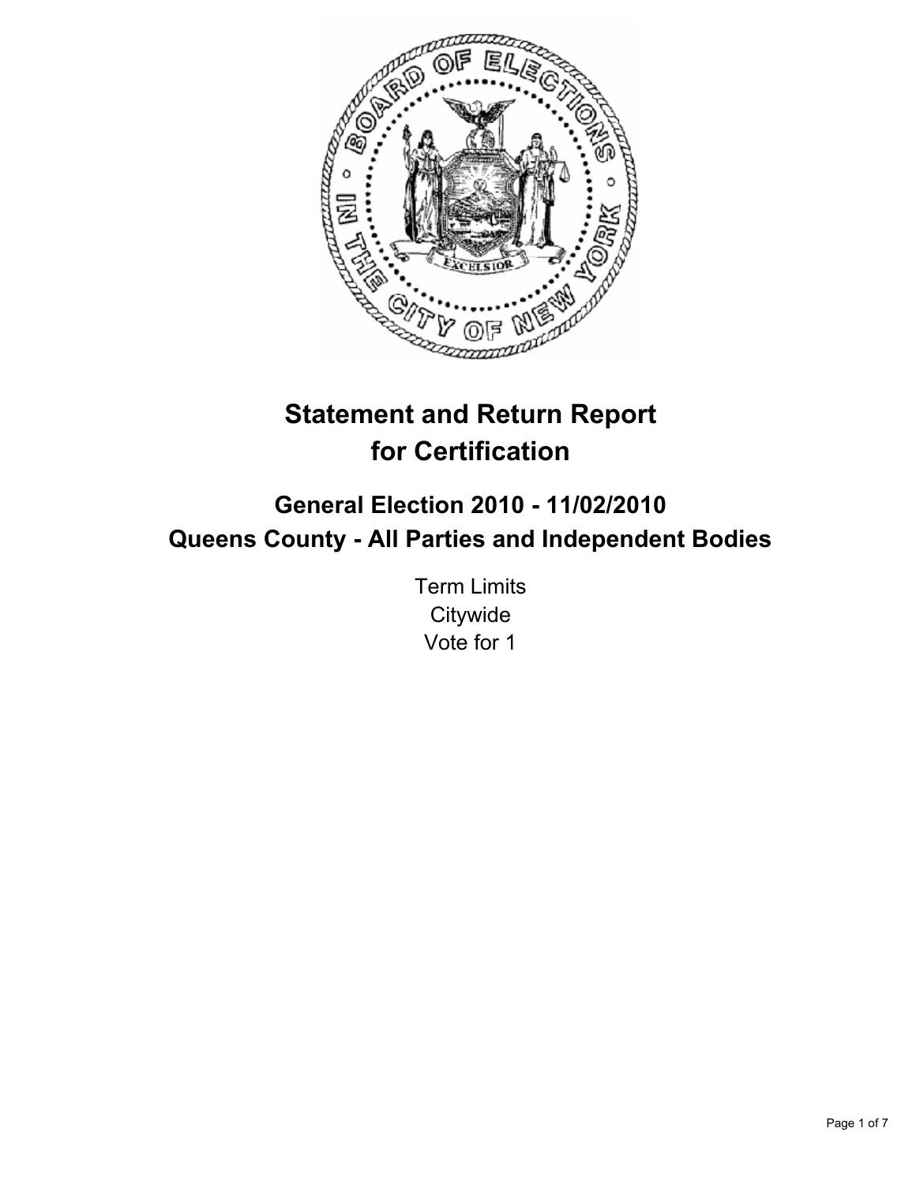# Statement and Return Report for Certification

## General Election 2010 - 11/02/2010
## Queens County - All Parties and Independent Bodies

Term Limits
Citywide
Vote for 1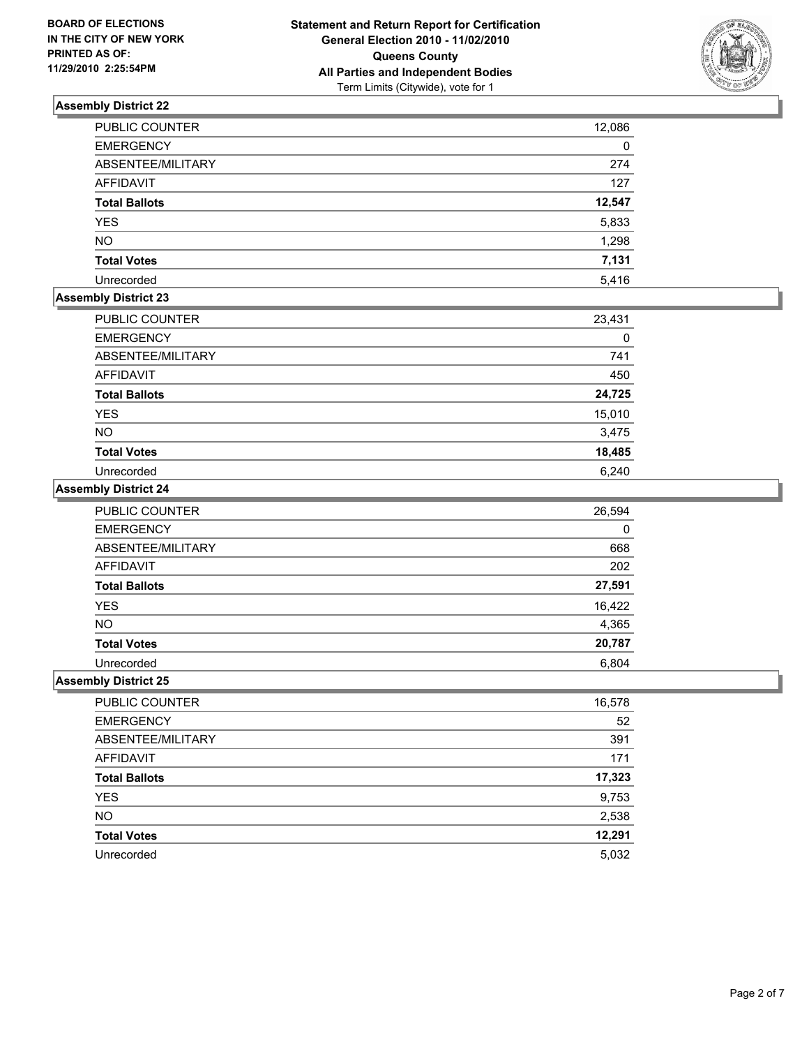**BOARD OF ELECTIONS IN THE CITY OF NEW YORK PRINTED AS OF: 11/29/2010 2:25:54PM**

**Statement and Return Report for Certification General Election 2010 - 11/02/2010 Queens County All Parties and Independent Bodies**
Term Limits (Citywide), vote for 1

### Assembly District 22

| | |
|---|---|
| PUBLIC COUNTER | 12,086 |
| EMERGENCY | 0 |
| ABSENTEE/MILITARY | 274 |
| AFFIDAVIT | 127 |
| **Total Ballots** | **12,547** |
| YES | 5,833 |
| NO | 1,298 |
| **Total Votes** | **7,131** |
| Unrecorded | 5,416 |

### Assembly District 23

| | |
|---|---|
| PUBLIC COUNTER | 23,431 |
| EMERGENCY | 0 |
| ABSENTEE/MILITARY | 741 |
| AFFIDAVIT | 450 |
| **Total Ballots** | **24,725** |
| YES | 15,010 |
| NO | 3,475 |
| **Total Votes** | **18,485** |
| Unrecorded | 6,240 |

### Assembly District 24

| | |
|---|---|
| PUBLIC COUNTER | 26,594 |
| EMERGENCY | 0 |
| ABSENTEE/MILITARY | 668 |
| AFFIDAVIT | 202 |
| **Total Ballots** | **27,591** |
| YES | 16,422 |
| NO | 4,365 |
| **Total Votes** | **20,787** |
| Unrecorded | 6,804 |

### Assembly District 25

| | |
|---|---|
| PUBLIC COUNTER | 16,578 |
| EMERGENCY | 52 |
| ABSENTEE/MILITARY | 391 |
| AFFIDAVIT | 171 |
| **Total Ballots** | **17,323** |
| YES | 9,753 |
| NO | 2,538 |
| **Total Votes** | **12,291** |
| Unrecorded | 5,032 |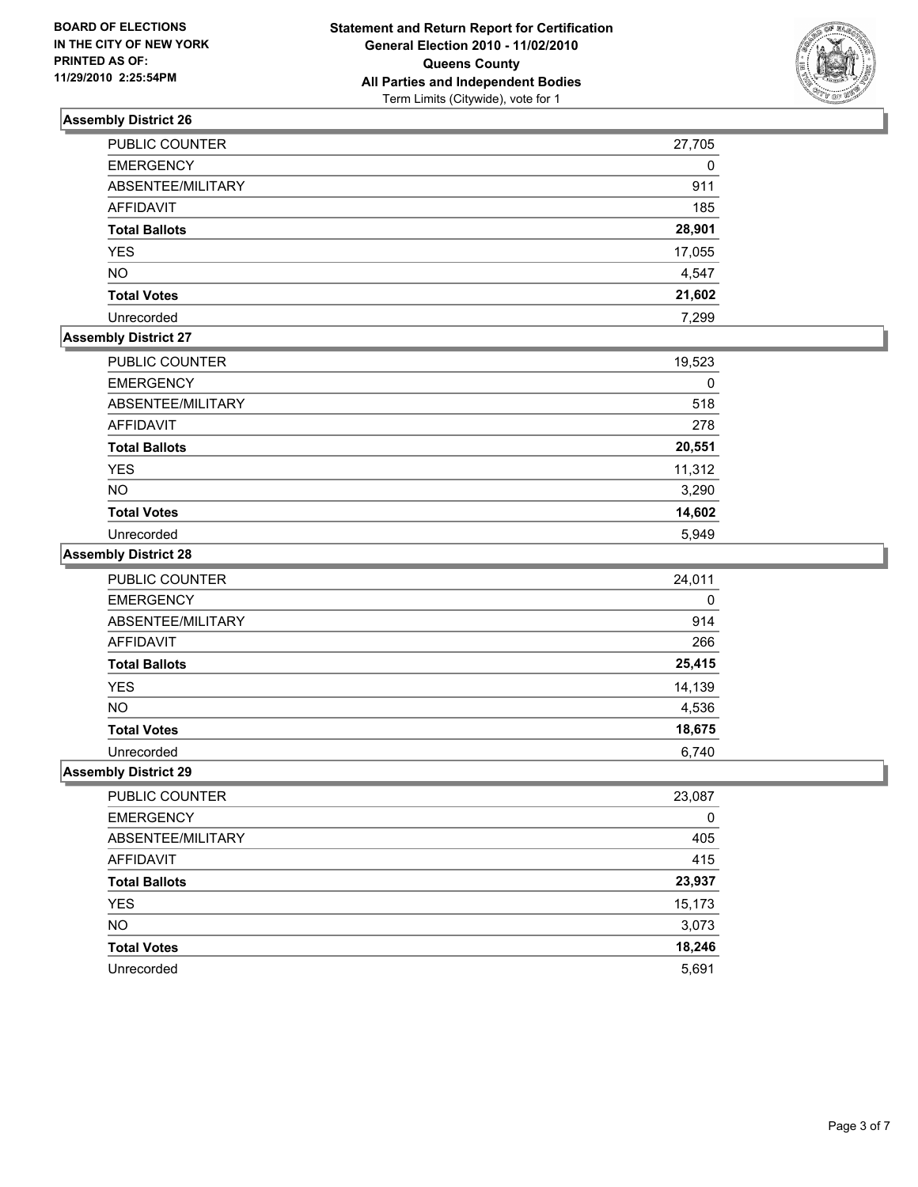**BOARD OF ELECTIONS IN THE CITY OF NEW YORK PRINTED AS OF: 11/29/2010 2:25:54PM**

**Statement and Return Report for Certification**
**General Election 2010 - 11/02/2010**
**Queens County**
**All Parties and Independent Bodies**
Term Limits (Citywide), vote for 1

### Assembly District 26

| | |
|---|---|
| PUBLIC COUNTER | 27,705 |
| EMERGENCY | 0 |
| ABSENTEE/MILITARY | 911 |
| AFFIDAVIT | 185 |
| **Total Ballots** | **28,901** |
| YES | 17,055 |
| NO | 4,547 |
| **Total Votes** | **21,602** |
| Unrecorded | 7,299 |

### Assembly District 27

| | |
|---|---|
| PUBLIC COUNTER | 19,523 |
| EMERGENCY | 0 |
| ABSENTEE/MILITARY | 518 |
| AFFIDAVIT | 278 |
| **Total Ballots** | **20,551** |
| YES | 11,312 |
| NO | 3,290 |
| **Total Votes** | **14,602** |
| Unrecorded | 5,949 |

### Assembly District 28

| | |
|---|---|
| PUBLIC COUNTER | 24,011 |
| EMERGENCY | 0 |
| ABSENTEE/MILITARY | 914 |
| AFFIDAVIT | 266 |
| **Total Ballots** | **25,415** |
| YES | 14,139 |
| NO | 4,536 |
| **Total Votes** | **18,675** |
| Unrecorded | 6,740 |

### Assembly District 29

| | |
|---|---|
| PUBLIC COUNTER | 23,087 |
| EMERGENCY | 0 |
| ABSENTEE/MILITARY | 405 |
| AFFIDAVIT | 415 |
| **Total Ballots** | **23,937** |
| YES | 15,173 |
| NO | 3,073 |
| **Total Votes** | **18,246** |
| Unrecorded | 5,691 |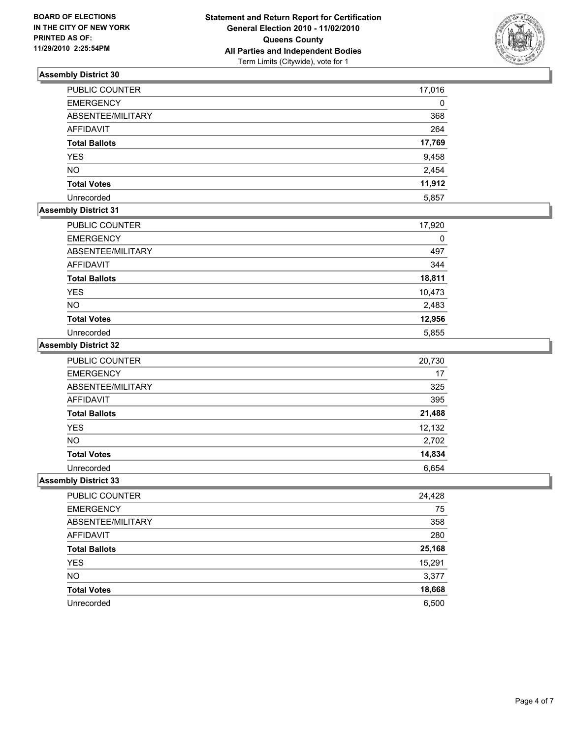**BOARD OF ELECTIONS IN THE CITY OF NEW YORK PRINTED AS OF: 11/29/2010 2:25:54PM**

**Statement and Return Report for Certification General Election 2010 - 11/02/2010 Queens County All Parties and Independent Bodies**
Term Limits (Citywide), vote for 1

### Assembly District 30

| | |
|---|---|
| PUBLIC COUNTER | 17,016 |
| EMERGENCY | 0 |
| ABSENTEE/MILITARY | 368 |
| AFFIDAVIT | 264 |
| **Total Ballots** | **17,769** |
| YES | 9,458 |
| NO | 2,454 |
| **Total Votes** | **11,912** |
| Unrecorded | 5,857 |

### Assembly District 31

| | |
|---|---|
| PUBLIC COUNTER | 17,920 |
| EMERGENCY | 0 |
| ABSENTEE/MILITARY | 497 |
| AFFIDAVIT | 344 |
| **Total Ballots** | **18,811** |
| YES | 10,473 |
| NO | 2,483 |
| **Total Votes** | **12,956** |
| Unrecorded | 5,855 |

### Assembly District 32

| | |
|---|---|
| PUBLIC COUNTER | 20,730 |
| EMERGENCY | 17 |
| ABSENTEE/MILITARY | 325 |
| AFFIDAVIT | 395 |
| **Total Ballots** | **21,488** |
| YES | 12,132 |
| NO | 2,702 |
| **Total Votes** | **14,834** |
| Unrecorded | 6,654 |

### Assembly District 33

| | |
|---|---|
| PUBLIC COUNTER | 24,428 |
| EMERGENCY | 75 |
| ABSENTEE/MILITARY | 358 |
| AFFIDAVIT | 280 |
| **Total Ballots** | **25,168** |
| YES | 15,291 |
| NO | 3,377 |
| **Total Votes** | **18,668** |
| Unrecorded | 6,500 |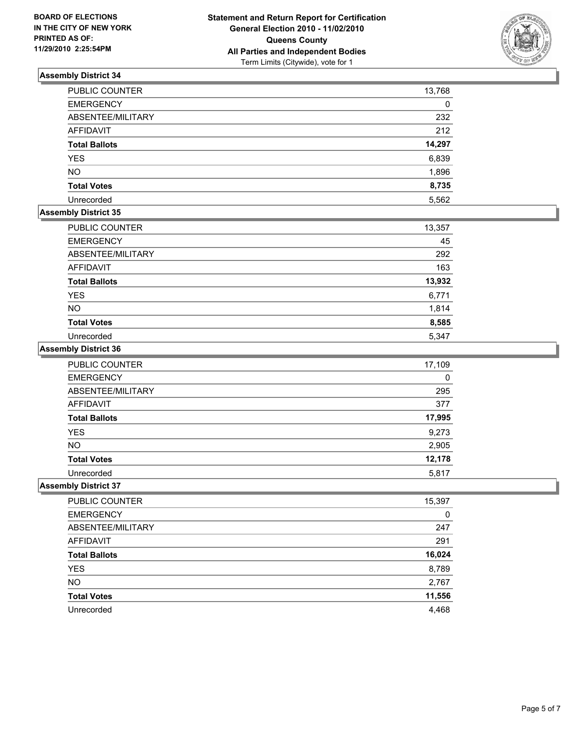**BOARD OF ELECTIONS IN THE CITY OF NEW YORK PRINTED AS OF: 11/29/2010 2:25:54PM**

**Statement and Return Report for Certification**
**General Election 2010 - 11/02/2010**
**Queens County**
**All Parties and Independent Bodies**
Term Limits (Citywide), vote for 1

### Assembly District 34

| | |
|---|---|
| PUBLIC COUNTER | 13,768 |
| EMERGENCY | 0 |
| ABSENTEE/MILITARY | 232 |
| AFFIDAVIT | 212 |
| **Total Ballots** | **14,297** |
| YES | 6,839 |
| NO | 1,896 |
| **Total Votes** | **8,735** |
| Unrecorded | 5,562 |

### Assembly District 35

| | |
|---|---|
| PUBLIC COUNTER | 13,357 |
| EMERGENCY | 45 |
| ABSENTEE/MILITARY | 292 |
| AFFIDAVIT | 163 |
| **Total Ballots** | **13,932** |
| YES | 6,771 |
| NO | 1,814 |
| **Total Votes** | **8,585** |
| Unrecorded | 5,347 |

### Assembly District 36

| | |
|---|---|
| PUBLIC COUNTER | 17,109 |
| EMERGENCY | 0 |
| ABSENTEE/MILITARY | 295 |
| AFFIDAVIT | 377 |
| **Total Ballots** | **17,995** |
| YES | 9,273 |
| NO | 2,905 |
| **Total Votes** | **12,178** |
| Unrecorded | 5,817 |

### Assembly District 37

| | |
|---|---|
| PUBLIC COUNTER | 15,397 |
| EMERGENCY | 0 |
| ABSENTEE/MILITARY | 247 |
| AFFIDAVIT | 291 |
| **Total Ballots** | **16,024** |
| YES | 8,789 |
| NO | 2,767 |
| **Total Votes** | **11,556** |
| Unrecorded | 4,468 |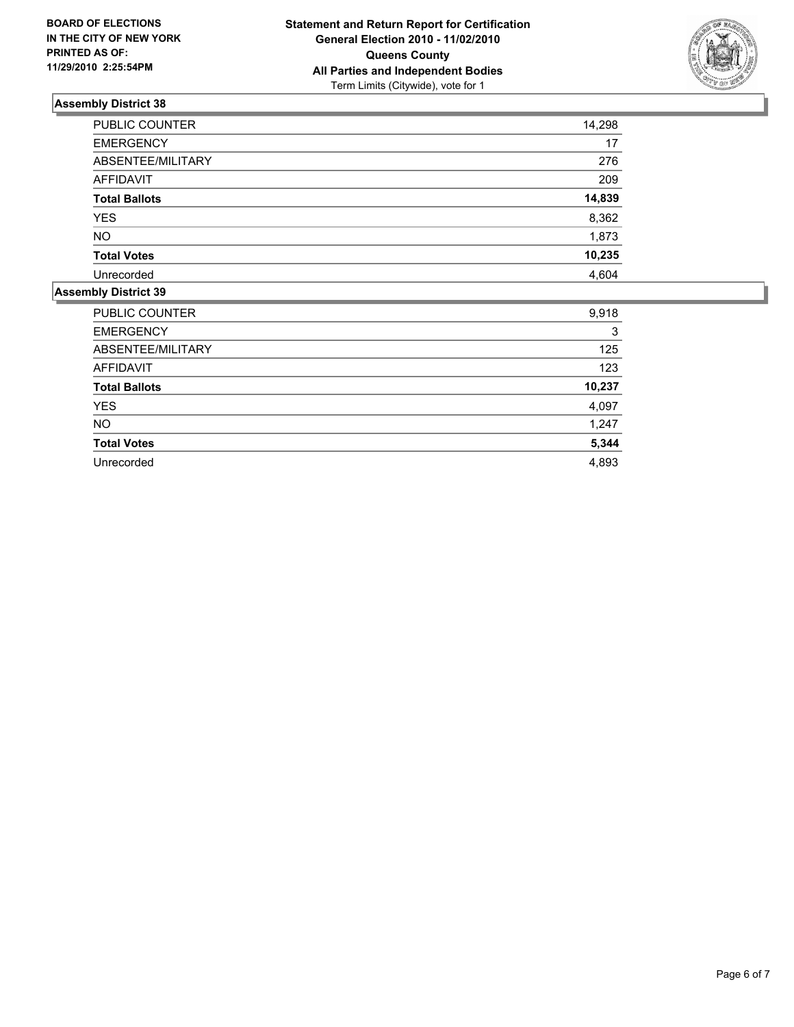**BOARD OF ELECTIONS IN THE CITY OF NEW YORK PRINTED AS OF: 11/29/2010 2:25:54PM**

**Statement and Return Report for Certification**
**General Election 2010 - 11/02/2010**
**Queens County**
**All Parties and Independent Bodies**
Term Limits (Citywide), vote for 1

## Assembly District 38

| | |
|---|---|
| PUBLIC COUNTER | 14,298 |
| EMERGENCY | 17 |
| ABSENTEE/MILITARY | 276 |
| AFFIDAVIT | 209 |
| **Total Ballots** | **14,839** |
| YES | 8,362 |
| NO | 1,873 |
| **Total Votes** | **10,235** |
| Unrecorded | 4,604 |

## Assembly District 39

| | |
|---|---|
| PUBLIC COUNTER | 9,918 |
| EMERGENCY | 3 |
| ABSENTEE/MILITARY | 125 |
| AFFIDAVIT | 123 |
| **Total Ballots** | **10,237** |
| YES | 4,097 |
| NO | 1,247 |
| **Total Votes** | **5,344** |
| Unrecorded | 4,893 |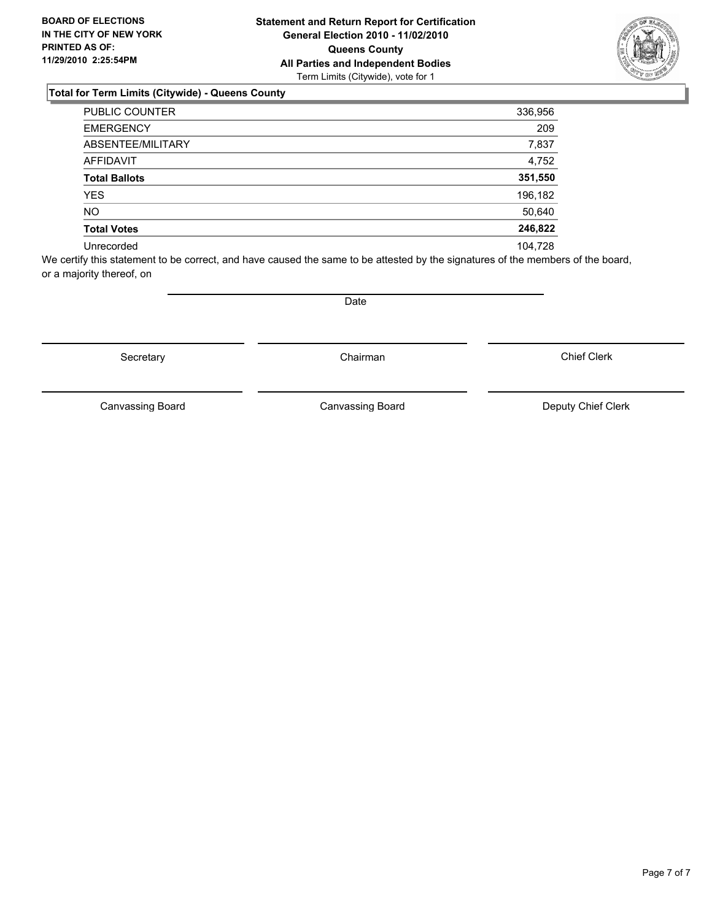**BOARD OF ELECTIONS IN THE CITY OF NEW YORK PRINTED AS OF: 11/29/2010 2:25:54PM**

**Statement and Return Report for Certification**
**General Election 2010 - 11/02/2010**
**Queens County**
**All Parties and Independent Bodies**
Term Limits (Citywide), vote for 1

**Total for Term Limits (Citywide) - Queens County**

| | |
|---|---|
| PUBLIC COUNTER | 336,956 |
| EMERGENCY | 209 |
| ABSENTEE/MILITARY | 7,837 |
| AFFIDAVIT | 4,752 |
| **Total Ballots** | **351,550** |
| YES | 196,182 |
| NO | 50,640 |
| **Total Votes** | **246,822** |
| Unrecorded | 104,728 |

We certify this statement to be correct, and have caused the same to be attested by the signatures of the members of the board, or a majority thereof, on

Date

| | | |
|---|---|---|
| Secretary | Chairman | Chief Clerk |
| Canvassing Board | Canvassing Board | Deputy Chief Clerk |